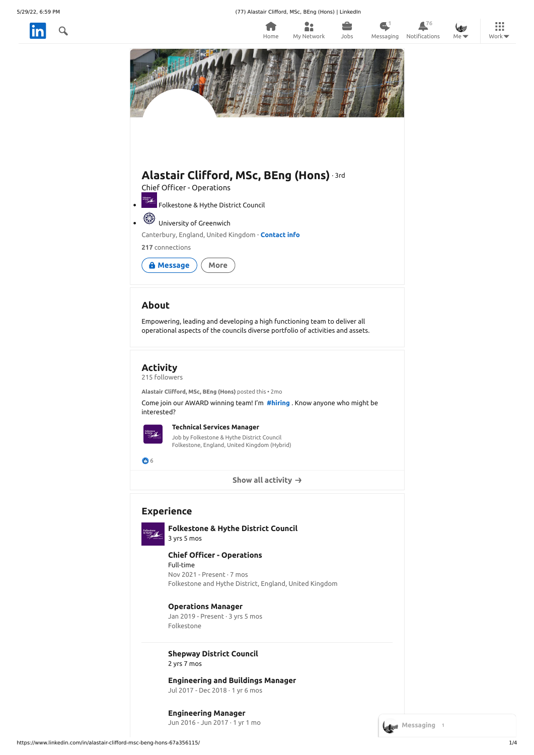# Alastair Clifford, MSc, BEng (Hons) · 3rd

Chief Officer - Operations

- Folkestone & Hythe District Council
- University of Greenwich

Canterbury, England, United Kingdom · **Contact info**

**217** connections

Message | More

## About

Empowering, leading and developing a high functioning team to deliver all operational aspects of the councils diverse portfolio of activities and assets.

## Activity

215 followers

**Alastair Clifford, MSc, BEng (Hons)** posted this • 2mo

Come join our AWARD winning team! I'm **#hiring** . Know anyone who might be interested?

**Technical Services Manager**
Job by Folkestone & Hythe District Council
Folkestone, England, United Kingdom (Hybrid)

6

Show all activity →

## Experience

**Folkestone & Hythe District Council**
3 yrs 5 mos

**Chief Officer - Operations**
Full-time
Nov 2021 - Present · 7 mos
Folkestone and Hythe District, England, United Kingdom

**Operations Manager**
Jan 2019 - Present · 3 yrs 5 mos
Folkestone

**Shepway District Council**
2 yrs 7 mos

**Engineering and Buildings Manager**
Jul 2017 - Dec 2018 · 1 yr 6 mos

**Engineering Manager**
Jun 2016 - Jun 2017 · 1 yr 1 mo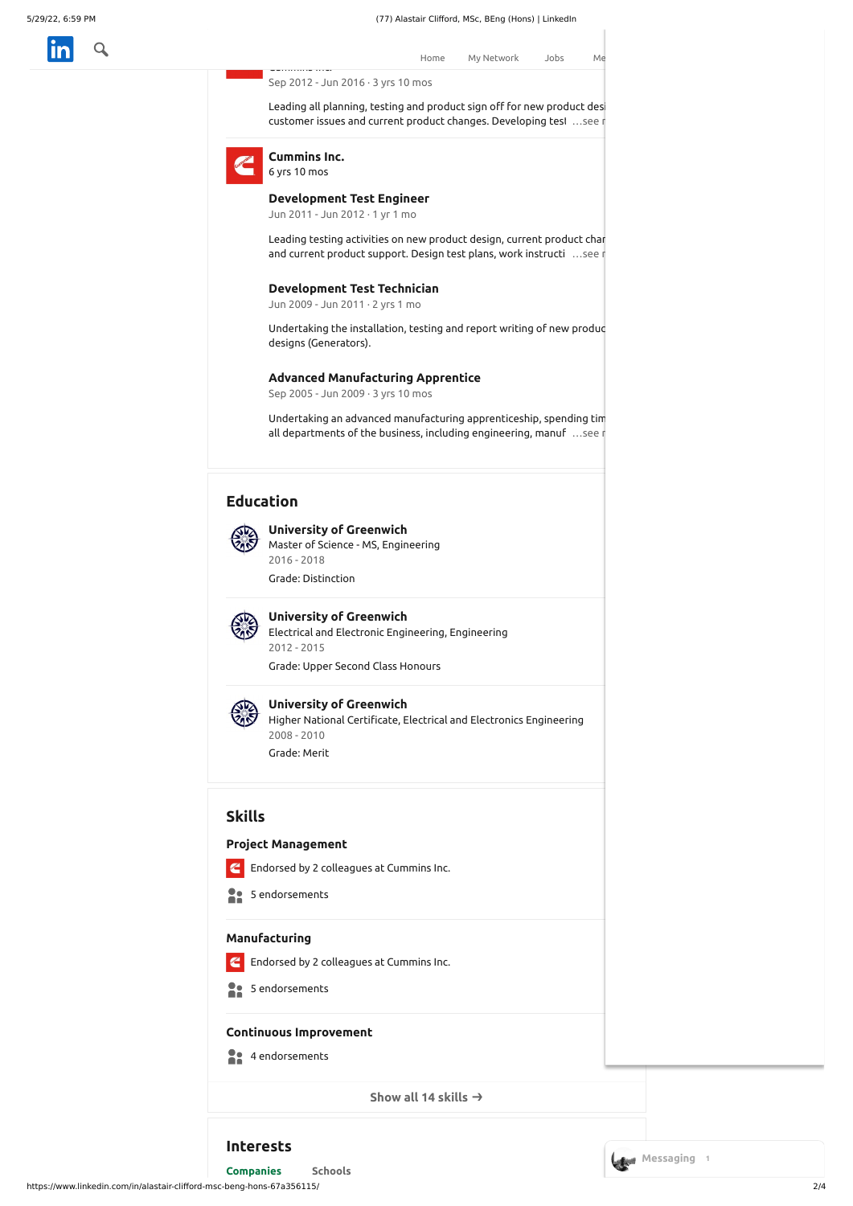Sep 2012 - Jun 2016 · 3 yrs 10 mos

Leading all planning, testing and product sign off for new product desi customer issues and current product changes. Developing tesl …see r

### Cummins Inc.

6 yrs 10 mos

**Development Test Engineer**
Jun 2011 - Jun 2012 · 1 yr 1 mo

Leading testing activities on new product design, current product char and current product support. Design test plans, work instructi …see r

**Development Test Technician**
Jun 2009 - Jun 2011 · 2 yrs 1 mo

Undertaking the installation, testing and report writing of new produc designs (Generators).

**Advanced Manufacturing Apprentice**
Sep 2005 - Jun 2009 · 3 yrs 10 mos

Undertaking an advanced manufacturing apprenticeship, spending tim all departments of the business, including engineering, manuf …see r

## Education

**University of Greenwich**
Master of Science - MS, Engineering
2016 - 2018
Grade: Distinction

**University of Greenwich**
Electrical and Electronic Engineering, Engineering
2012 - 2015
Grade: Upper Second Class Honours

**University of Greenwich**
Higher National Certificate, Electrical and Electronics Engineering
2008 - 2010
Grade: Merit

## Skills

**Project Management**
Endorsed by 2 colleagues at Cummins Inc.
5 endorsements

**Manufacturing**
Endorsed by 2 colleagues at Cummins Inc.
5 endorsements

**Continuous Improvement**
4 endorsements

Show all 14 skills →

## Interests

Companies    Schools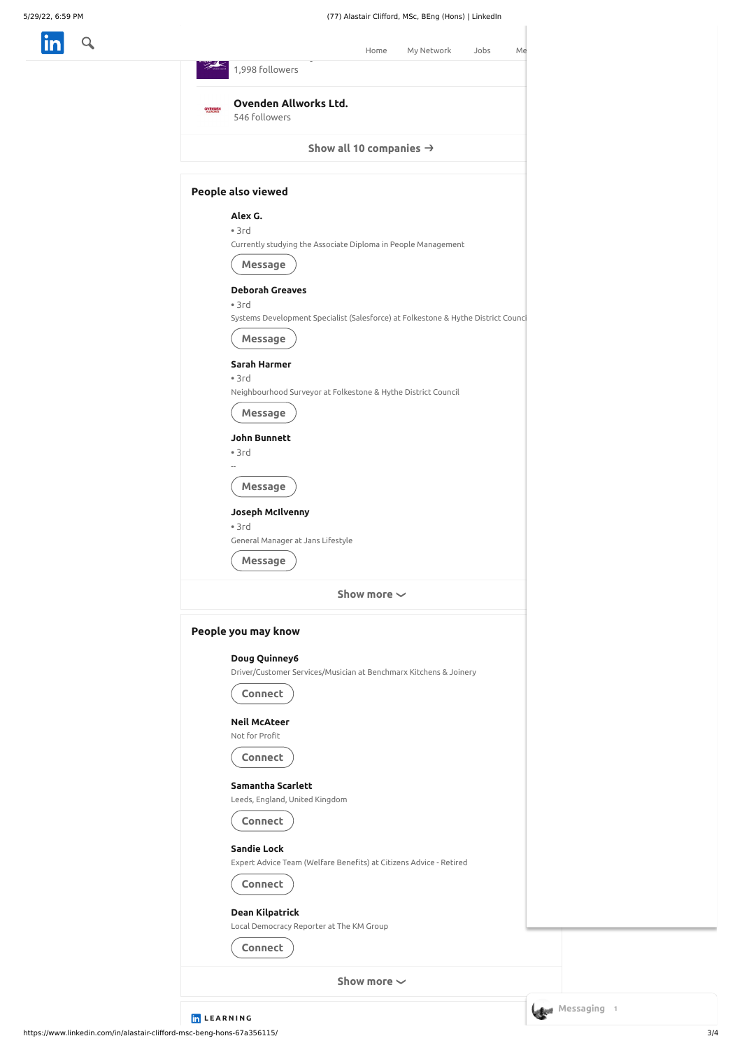1,998 followers

**Ovenden Allworks Ltd.**
546 followers

Show all 10 companies →

## People also viewed

**Alex G.**
• 3rd
Currently studying the Associate Diploma in People Management

Message

**Deborah Greaves**
• 3rd
Systems Development Specialist (Salesforce) at Folkestone & Hythe District Counci

Message

**Sarah Harmer**
• 3rd
Neighbourhood Surveyor at Folkestone & Hythe District Council

Message

**John Bunnett**
• 3rd
--

Message

**Joseph McIlvenny**
• 3rd
General Manager at Jans Lifestyle

Message

Show more

## People you may know

**Doug Quinney6**
Driver/Customer Services/Musician at Benchmarx Kitchens & Joinery

Connect

**Neil McAteer**
Not for Profit

Connect

**Samantha Scarlett**
Leeds, England, United Kingdom

Connect

**Sandie Lock**
Expert Advice Team (Welfare Benefits) at Citizens Advice - Retired

Connect

**Dean Kilpatrick**
Local Democracy Reporter at The KM Group

Connect

Show more

LEARNING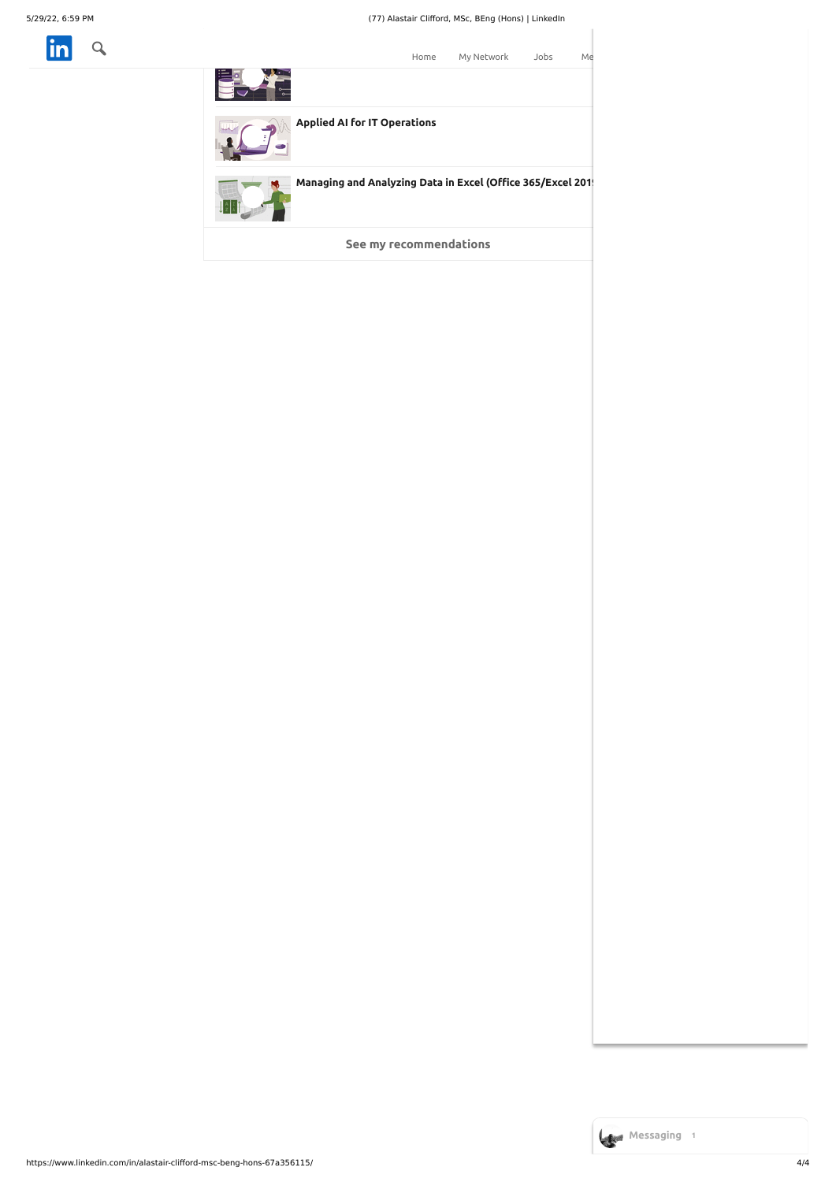Home My Network Jobs Me

**Applied AI for IT Operations**

**Managing and Analyzing Data in Excel (Office 365/Excel 201**

**See my recommendations**

Messaging 1